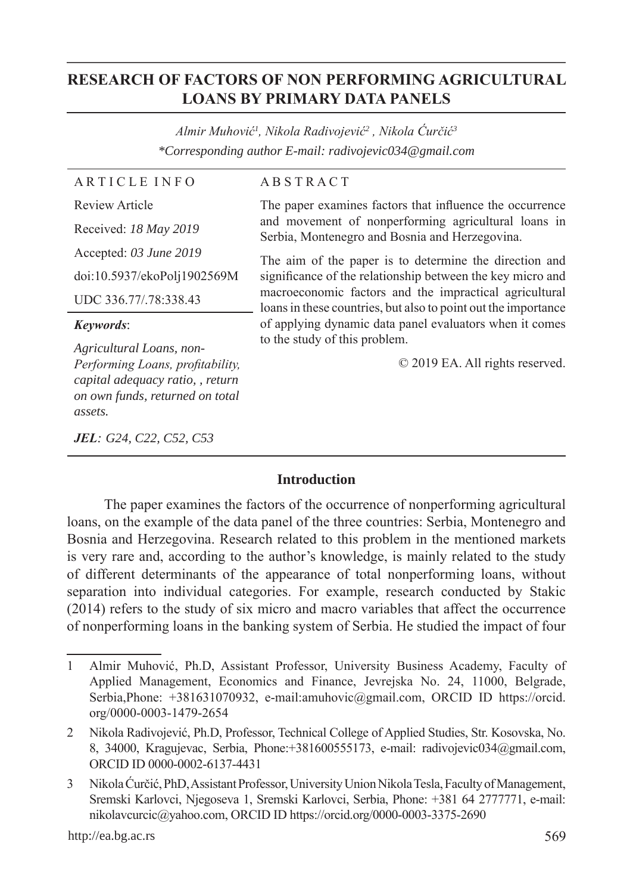# RESEARCH OF FACTORS OF NON PERFORMING AGRICULTURAL LOANS BY PRIMARY DATA PANELS

*Almir Muhović[1], Nikola Radivojević[2], Nikola Ćurčić[3]*
*\*Corresponding author E-mail: radivojevic034@gmail.com*

**ARTICLE INFO**

Review Article

Received: *18 May 2019*

Accepted: *03 June 2019*

doi:10.5937/ekoPolj1902569M

UDC 336.77/.78:338.43

***Keywords***:

*Agricultural Loans, non-Performing Loans, profitability, capital adequacy ratio, , return on own funds, returned on total assets.*

***JEL**: G24, C22, C52, C53*

**ABSTRACT**

The paper examines factors that influence the occurrence and movement of nonperforming agricultural loans in Serbia, Montenegro and Bosnia and Herzegovina.

The aim of the paper is to determine the direction and significance of the relationship between the key micro and macroeconomic factors and the impractical agricultural loans in these countries, but also to point out the importance of applying dynamic data panel evaluators when it comes to the study of this problem.

© 2019 EA. All rights reserved.

## Introduction

The paper examines the factors of the occurrence of nonperforming agricultural loans, on the example of the data panel of the three countries: Serbia, Montenegro and Bosnia and Herzegovina. Research related to this problem in the mentioned markets is very rare and, according to the author's knowledge, is mainly related to the study of different determinants of the appearance of total nonperforming loans, without separation into individual categories. For example, research conducted by Stakic (2014) refers to the study of six micro and macro variables that affect the occurrence of nonperforming loans in the banking system of Serbia. He studied the impact of four

---

1 Almir Muhović, Ph.D, Assistant Professor, University Business Academy, Faculty of Applied Management, Economics and Finance, Jevrejska No. 24, 11000, Belgrade, Serbia,Phone: +381631070932, e-mail:amuhovic@gmail.com, ORCID ID https://orcid.org/0000-0003-1479-2654

2 Nikola Radivojević, Ph.D, Professor, Technical College of Applied Studies, Str. Kosovska, No. 8, 34000, Kragujevac, Serbia, Phone:+381600555173, e-mail: radivojevic034@gmail.com, ORCID ID 0000-0002-6137-4431

3 Nikola Ćurčić, PhD, Assistant Professor, University Union Nikola Tesla, Faculty of Management, Sremski Karlovci, Njegoseva 1, Sremski Karlovci, Serbia, Phone: +381 64 2777771, e-mail: nikolavcurcic@yahoo.com, ORCID ID https://orcid.org/0000-0003-3375-2690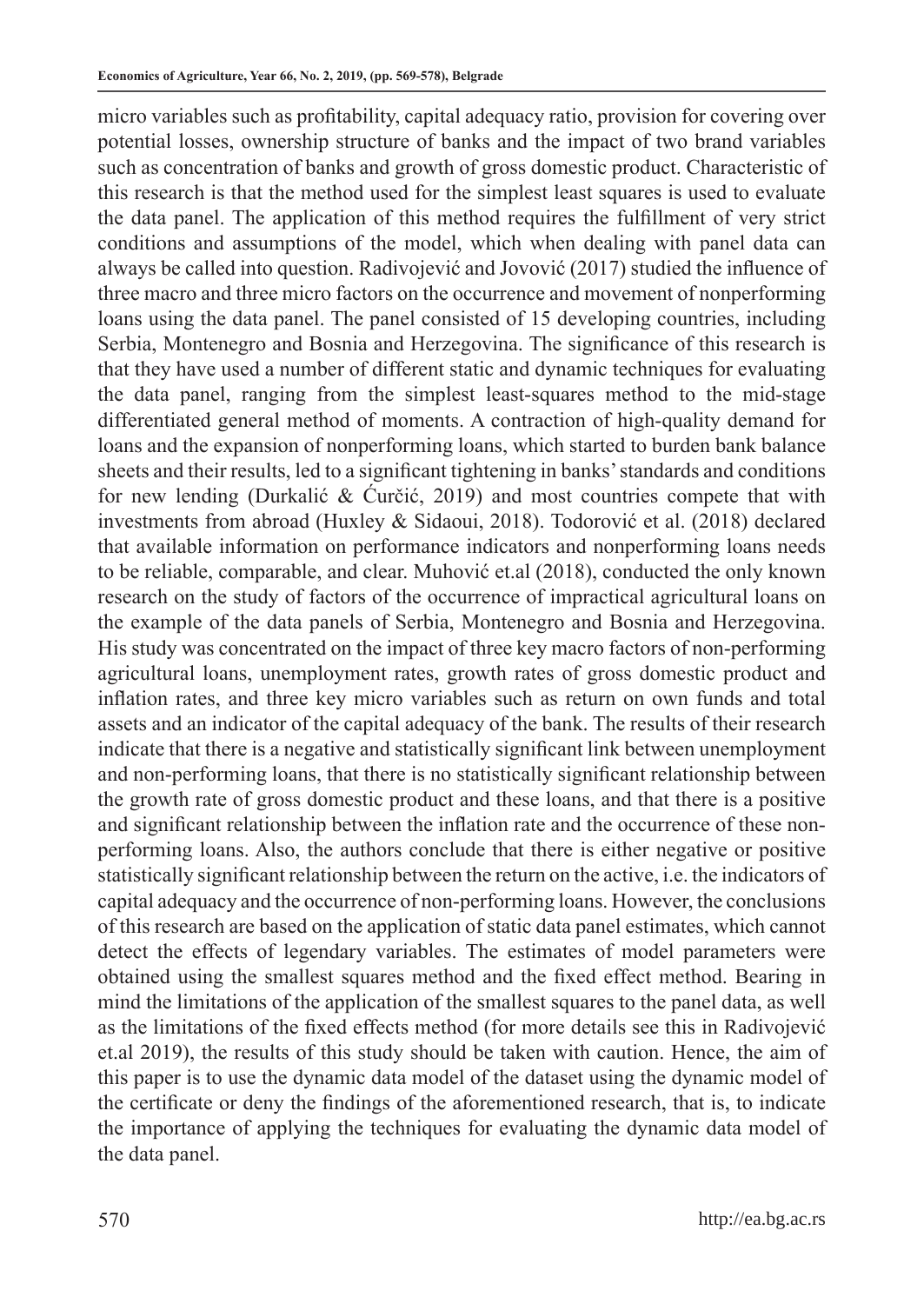micro variables such as profitability, capital adequacy ratio, provision for covering over potential losses, ownership structure of banks and the impact of two brand variables such as concentration of banks and growth of gross domestic product. Characteristic of this research is that the method used for the simplest least squares is used to evaluate the data panel. The application of this method requires the fulfillment of very strict conditions and assumptions of the model, which when dealing with panel data can always be called into question. Radivojević and Jovović (2017) studied the influence of three macro and three micro factors on the occurrence and movement of nonperforming loans using the data panel. The panel consisted of 15 developing countries, including Serbia, Montenegro and Bosnia and Herzegovina. The significance of this research is that they have used a number of different static and dynamic techniques for evaluating the data panel, ranging from the simplest least-squares method to the mid-stage differentiated general method of moments. A contraction of high-quality demand for loans and the expansion of nonperforming loans, which started to burden bank balance sheets and their results, led to a significant tightening in banks' standards and conditions for new lending (Durkalić & Ćurčić, 2019) and most countries compete that with investments from abroad (Huxley & Sidaoui, 2018). Todorović et al. (2018) declared that available information on performance indicators and nonperforming loans needs to be reliable, comparable, and clear. Muhović et.al (2018), conducted the only known research on the study of factors of the occurrence of impractical agricultural loans on the example of the data panels of Serbia, Montenegro and Bosnia and Herzegovina. His study was concentrated on the impact of three key macro factors of non-performing agricultural loans, unemployment rates, growth rates of gross domestic product and inflation rates, and three key micro variables such as return on own funds and total assets and an indicator of the capital adequacy of the bank. The results of their research indicate that there is a negative and statistically significant link between unemployment and non-performing loans, that there is no statistically significant relationship between the growth rate of gross domestic product and these loans, and that there is a positive and significant relationship between the inflation rate and the occurrence of these non-performing loans. Also, the authors conclude that there is either negative or positive statistically significant relationship between the return on the active, i.e. the indicators of capital adequacy and the occurrence of non-performing loans. However, the conclusions of this research are based on the application of static data panel estimates, which cannot detect the effects of legendary variables. The estimates of model parameters were obtained using the smallest squares method and the fixed effect method. Bearing in mind the limitations of the application of the smallest squares to the panel data, as well as the limitations of the fixed effects method (for more details see this in Radivojević et.al 2019), the results of this study should be taken with caution. Hence, the aim of this paper is to use the dynamic data model of the dataset using the dynamic model of the certificate or deny the findings of the aforementioned research, that is, to indicate the importance of applying the techniques for evaluating the dynamic data model of the data panel.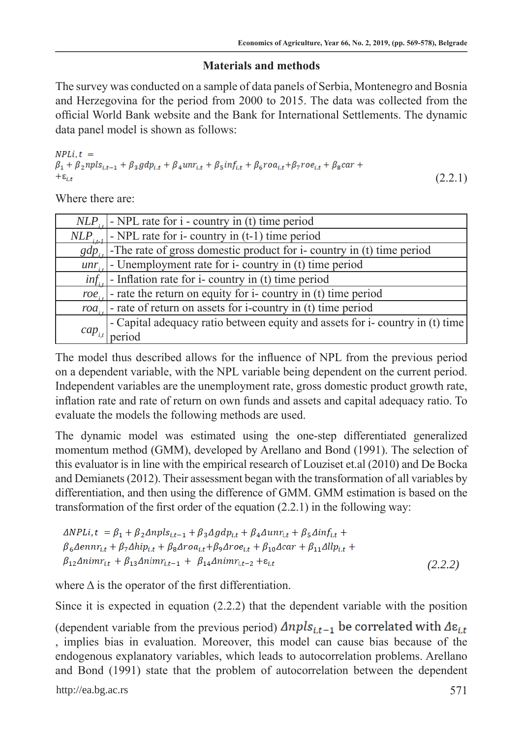## Materials and methods

The survey was conducted on a sample of data panels of Serbia, Montenegro and Bosnia and Herzegovina for the period from 2000 to 2015. The data was collected from the official World Bank website and the Bank for International Settlements. The dynamic data panel model is shown as follows:

$$NPLi,t \ = \beta_1 + \beta_2 npls_{i,t-1} + \beta_3 gdp_{i,t} + \beta_4 unr_{i,t} + \beta_5 inf_{i,t} + \beta_6 roa_{i,t} + \beta_7 roe_{i,t} + \beta_8 car + +\varepsilon_{i,t} \tag{2.2.1}$$

Where there are:

| | |
|---|---|
| $NLP_{i,t}$ | - NPL rate for i - country in (t) time period |
| $NLP_{i,t-1}$ | - NPL rate for i- country in (t-1) time period |
| $gdp_{i,t}$ | -The rate of gross domestic product for i- country in (t) time period |
| $unr_{i,t}$ | - Unemployment rate for i- country in (t) time period |
| $inf_{i,t}$ | - Inflation rate for i- country in (t) time period |
| $roe_{i,t}$ | - rate the return on equity for i- country in (t) time period |
| $roa_{i,t}$ | - rate of return on assets for i-country in (t) time period |
| $cap_{i,t}$ | - Capital adequacy ratio between equity and assets for i- country in (t) time period |

The model thus described allows for the influence of NPL from the previous period on a dependent variable, with the NPL variable being dependent on the current period. Independent variables are the unemployment rate, gross domestic product growth rate, inflation rate and rate of return on own funds and assets and capital adequacy ratio. To evaluate the models the following methods are used.

The dynamic model was estimated using the one-step differentiated generalized momentum method (GMM), developed by Arellano and Bond (1991). The selection of this evaluator is in line with the empirical research of Louziset et.al (2010) and De Bocka and Demianets (2012). Their assessment began with the transformation of all variables by differentiation, and then using the difference of GMM. GMM estimation is based on the transformation of the first order of the equation (2.2.1) in the following way:

$$\Delta NPLi,t \ = \beta_1 + \beta_2 \Delta npls_{i,t-1} + \beta_3 \Delta gdp_{i,t} + \beta_4 \Delta unr_{i,t} + \beta_5 \Delta inf_{i,t} + \beta_6 \Delta ennr_{i,t} + \beta_7 \Delta hip_{i,t} + \beta_8 \Delta roa_{i,t} + \beta_9 \Delta roe_{i,t} + \beta_{10} \Delta car + \beta_{11} \Delta llp_{i,t} + \beta_{12} \Delta nimr_{i,t} + \beta_{13} \Delta nimr_{i,t-1} + \ \beta_{14} \Delta nimr_{i,t-2} + \varepsilon_{i,t} \tag{2.2.2}$$

where $\Delta$ is the operator of the first differentiation.

Since it is expected in equation (2.2.2) that the dependent variable with the position (dependent variable from the previous period) $\Delta npls_{i,t-1}$ be correlated with $\Delta\varepsilon_{i,t}$, implies bias in evaluation. Moreover, this model can cause bias because of the endogenous explanatory variables, which leads to autocorrelation problems. Arellano and Bond (1991) state that the problem of autocorrelation between the dependent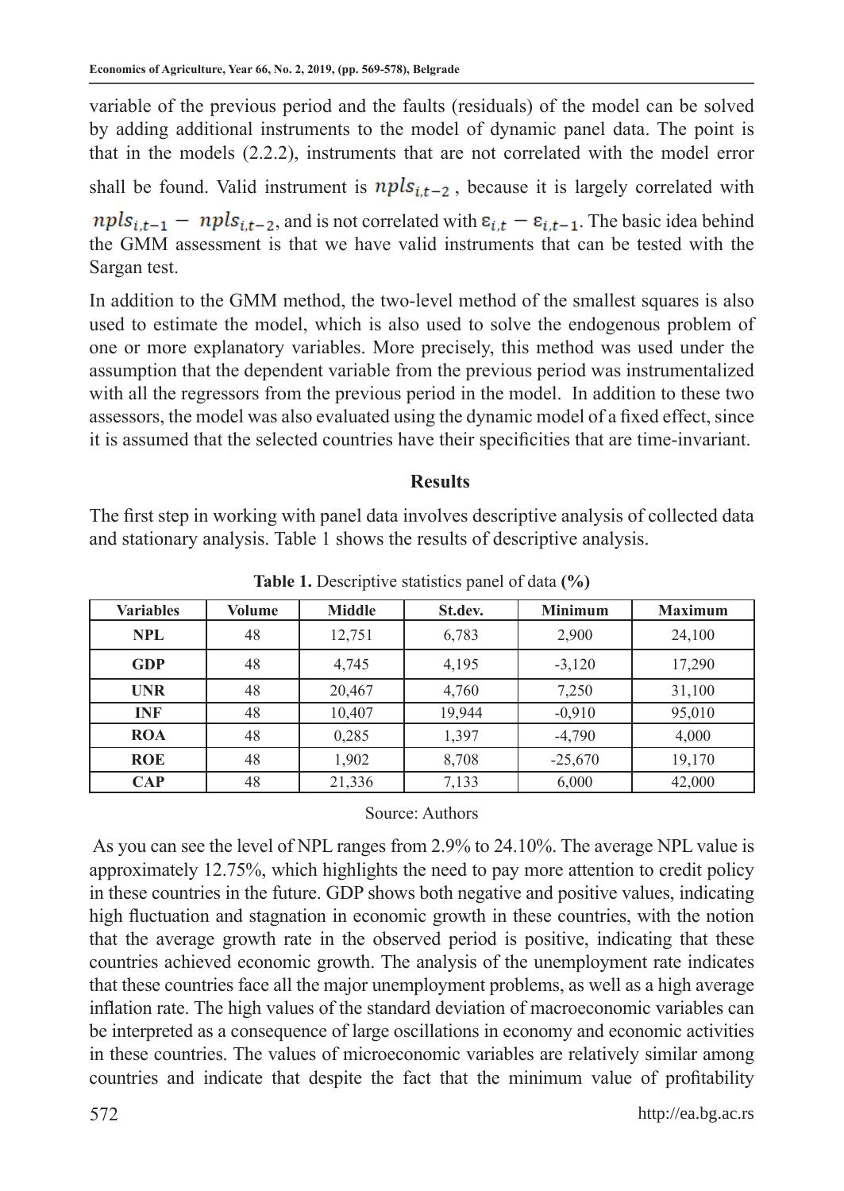variable of the previous period and the faults (residuals) of the model can be solved by adding additional instruments to the model of dynamic panel data. The point is that in the models (2.2.2), instruments that are not correlated with the model error shall be found. Valid instrument is $npls_{i,t-2}$ , because it is largely correlated with $npls_{i,t-1} - npls_{i,t-2}$, and is not correlated with $\varepsilon_{i,t} - \varepsilon_{i,t-1}$. The basic idea behind the GMM assessment is that we have valid instruments that can be tested with the Sargan test.

In addition to the GMM method, the two-level method of the smallest squares is also used to estimate the model, which is also used to solve the endogenous problem of one or more explanatory variables. More precisely, this method was used under the assumption that the dependent variable from the previous period was instrumentalized with all the regressors from the previous period in the model. In addition to these two assessors, the model was also evaluated using the dynamic model of a fixed effect, since it is assumed that the selected countries have their specificities that are time-invariant.

## Results

The first step in working with panel data involves descriptive analysis of collected data and stationary analysis. Table 1 shows the results of descriptive analysis.

**Table 1.** Descriptive statistics panel of data **(%)**

| Variables | Volume | Middle | St.dev. | Minimum | Maximum |
|---|---|---|---|---|---|
| **NPL** | 48 | 12,751 | 6,783 | 2,900 | 24,100 |
| **GDP** | 48 | 4,745 | 4,195 | -3,120 | 17,290 |
| **UNR** | 48 | 20,467 | 4,760 | 7,250 | 31,100 |
| **INF** | 48 | 10,407 | 19,944 | -0,910 | 95,010 |
| **ROA** | 48 | 0,285 | 1,397 | -4,790 | 4,000 |
| **ROE** | 48 | 1,902 | 8,708 | -25,670 | 19,170 |
| **CAP** | 48 | 21,336 | 7,133 | 6,000 | 42,000 |

Source: Authors

As you can see the level of NPL ranges from 2.9% to 24.10%. The average NPL value is approximately 12.75%, which highlights the need to pay more attention to credit policy in these countries in the future. GDP shows both negative and positive values, indicating high fluctuation and stagnation in economic growth in these countries, with the notion that the average growth rate in the observed period is positive, indicating that these countries achieved economic growth. The analysis of the unemployment rate indicates that these countries face all the major unemployment problems, as well as a high average inflation rate. The high values of the standard deviation of macroeconomic variables can be interpreted as a consequence of large oscillations in economy and economic activities in these countries. The values of microeconomic variables are relatively similar among countries and indicate that despite the fact that the minimum value of profitability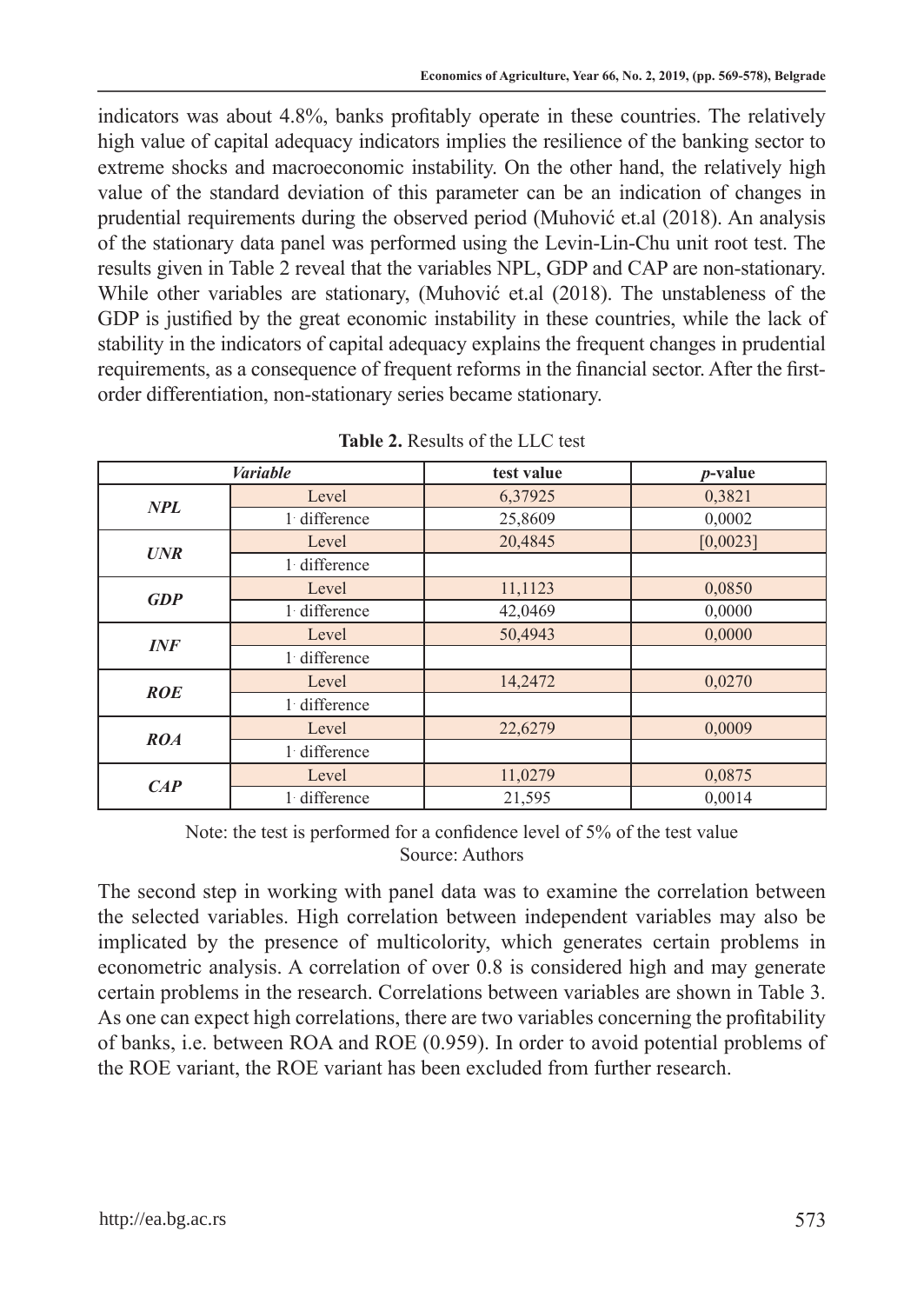indicators was about 4.8%, banks profitably operate in these countries. The relatively high value of capital adequacy indicators implies the resilience of the banking sector to extreme shocks and macroeconomic instability. On the other hand, the relatively high value of the standard deviation of this parameter can be an indication of changes in prudential requirements during the observed period (Muhović et.al (2018). An analysis of the stationary data panel was performed using the Levin-Lin-Chu unit root test. The results given in Table 2 reveal that the variables NPL, GDP and CAP are non-stationary. While other variables are stationary, (Muhović et.al (2018). The unstableness of the GDP is justified by the great economic instability in these countries, while the lack of stability in the indicators of capital adequacy explains the frequent changes in prudential requirements, as a consequence of frequent reforms in the financial sector. After the first-order differentiation, non-stationary series became stationary.

**Table 2.** Results of the LLC test

| *Variable* | | test value | *p*-value |
|---|---|---|---|
| ***NPL*** | Level | 6,37925 | 0,3821 |
| | 1. difference | 25,8609 | 0,0002 |
| ***UNR*** | Level | 20,4845 | [0,0023] |
| | 1. difference | | |
| ***GDP*** | Level | 11,1123 | 0,0850 |
| | 1. difference | 42,0469 | 0,0000 |
| ***INF*** | Level | 50,4943 | 0,0000 |
| | 1. difference | | |
| ***ROE*** | Level | 14,2472 | 0,0270 |
| | 1. difference | | |
| ***ROA*** | Level | 22,6279 | 0,0009 |
| | 1. difference | | |
| ***CAP*** | Level | 11,0279 | 0,0875 |
| | 1. difference | 21,595 | 0,0014 |

Note: the test is performed for a confidence level of 5% of the test value
Source: Authors

The second step in working with panel data was to examine the correlation between the selected variables. High correlation between independent variables may also be implicated by the presence of multicolority, which generates certain problems in econometric analysis. A correlation of over 0.8 is considered high and may generate certain problems in the research. Correlations between variables are shown in Table 3. As one can expect high correlations, there are two variables concerning the profitability of banks, i.e. between ROA and ROE (0.959). In order to avoid potential problems of the ROE variant, the ROE variant has been excluded from further research.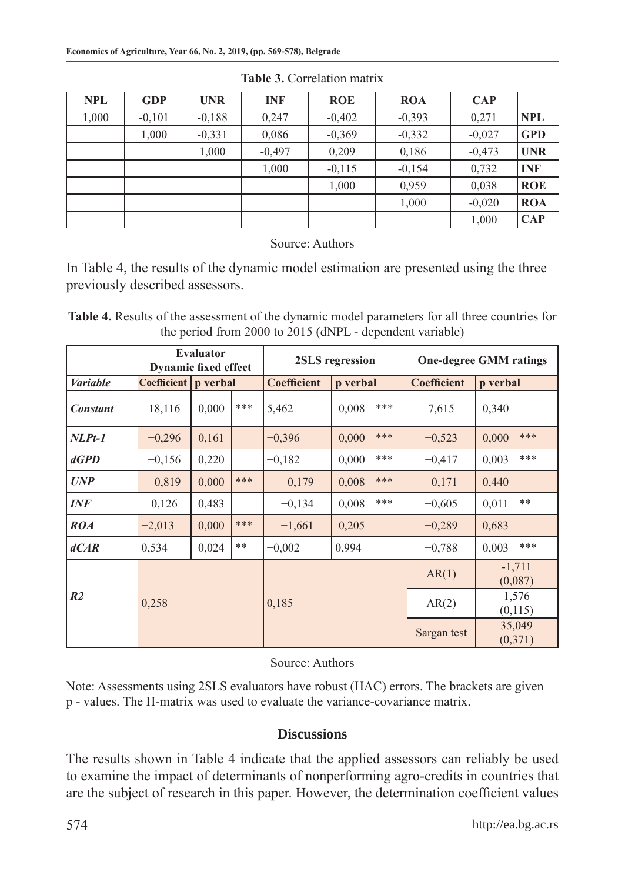**Table 3.** Correlation matrix

| NPL | GDP | UNR | INF | ROE | ROA | CAP | |
|---|---|---|---|---|---|---|---|
| 1,000 | -0,101 | -0,188 | 0,247 | -0,402 | -0,393 | 0,271 | **NPL** |
| | 1,000 | -0,331 | 0,086 | -0,369 | -0,332 | -0,027 | **GPD** |
| | | 1,000 | -0,497 | 0,209 | 0,186 | -0,473 | **UNR** |
| | | | 1,000 | -0,115 | -0,154 | 0,732 | **INF** |
| | | | | 1,000 | 0,959 | 0,038 | **ROE** |
| | | | | | 1,000 | -0,020 | **ROA** |
| | | | | | | 1,000 | **CAP** |

Source: Authors

In Table 4, the results of the dynamic model estimation are presented using the three previously described assessors.

**Table 4.** Results of the assessment of the dynamic model parameters for all three countries for the period from 2000 to 2015 (dNPL - dependent variable)

| | Evaluator Dynamic fixed effect | | | 2SLS regression | | | One-degree GMM ratings | | |
|---|---|---|---|---|---|---|---|---|---|
| *Variable* | Coefficient | p verbal | | Coefficient | p verbal | | Coefficient | p verbal | |
| ***Constant*** | 18,116 | 0,000 | *** | 5,462 | 0,008 | *** | 7,615 | 0,340 | |
| ***NLPt-1*** | −0,296 | 0,161 | | −0,396 | 0,000 | *** | −0,523 | 0,000 | *** |
| ***dGPD*** | −0,156 | 0,220 | | −0,182 | 0,000 | *** | −0,417 | 0,003 | *** |
| ***UNP*** | −0,819 | 0,000 | *** | −0,179 | 0,008 | *** | −0,171 | 0,440 | |
| ***INF*** | 0,126 | 0,483 | | −0,134 | 0,008 | *** | −0,605 | 0,011 | ** |
| ***ROA*** | −2,013 | 0,000 | *** | −1,661 | 0,205 | | −0,289 | 0,683 | |
| ***dCAR*** | 0,534 | 0,024 | ** | −0,002 | 0,994 | | −0,788 | 0,003 | *** |
| ***R2*** | 0,258 | | | 0,185 | | | AR(1) | -1,711 (0,087) | |
| | | | | | | | AR(2) | 1,576 (0,115) | |
| | | | | | | | Sargan test | 35,049 (0,371) | |

Source: Authors

Note: Assessments using 2SLS evaluators have robust (HAC) errors. The brackets are given p - values. The H-matrix was used to evaluate the variance-covariance matrix.

## Discussions

The results shown in Table 4 indicate that the applied assessors can reliably be used to examine the impact of determinants of nonperforming agro-credits in countries that are the subject of research in this paper. However, the determination coefficient values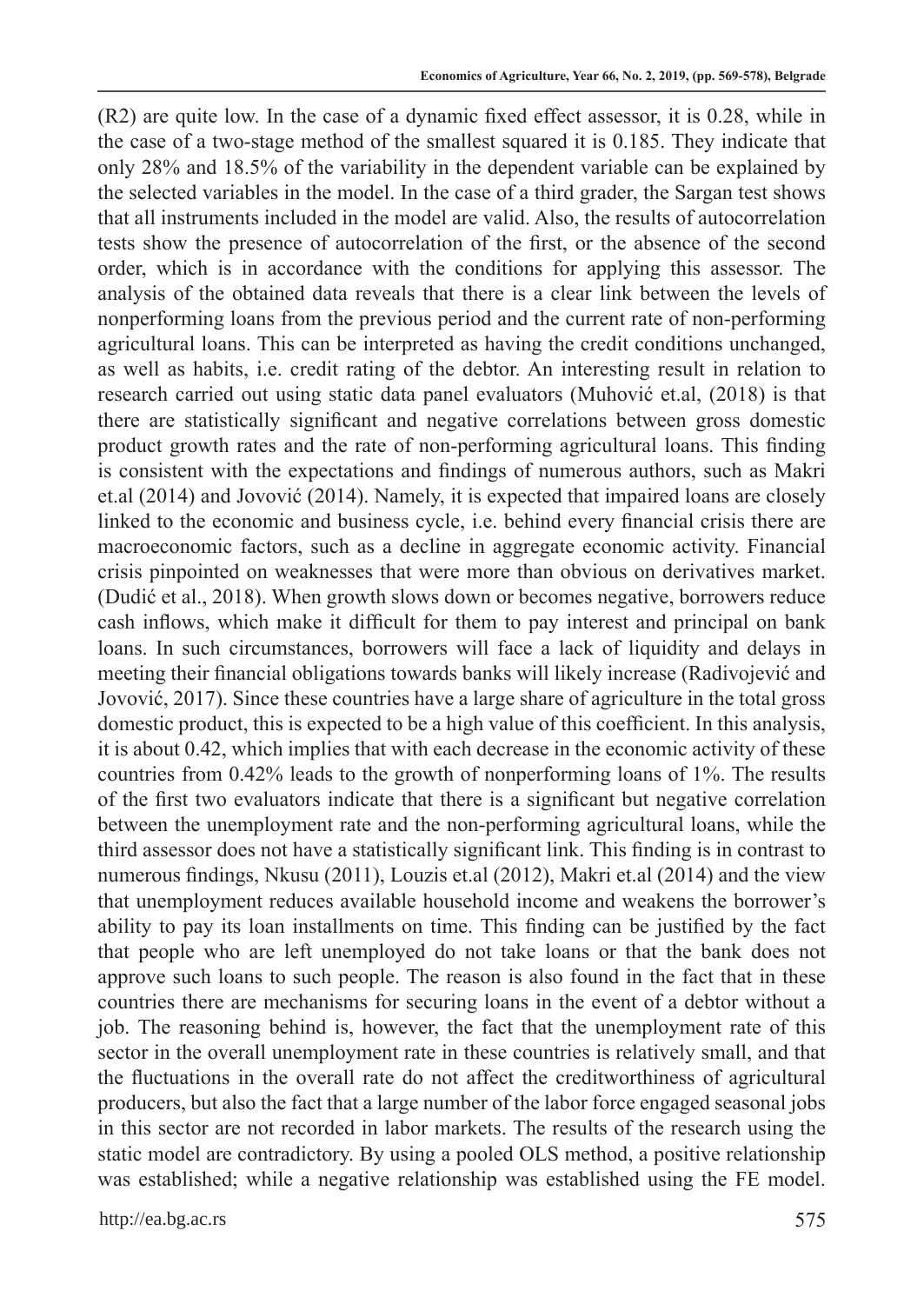(R2) are quite low. In the case of a dynamic fixed effect assessor, it is 0.28, while in the case of a two-stage method of the smallest squared it is 0.185. They indicate that only 28% and 18.5% of the variability in the dependent variable can be explained by the selected variables in the model. In the case of a third grader, the Sargan test shows that all instruments included in the model are valid. Also, the results of autocorrelation tests show the presence of autocorrelation of the first, or the absence of the second order, which is in accordance with the conditions for applying this assessor. The analysis of the obtained data reveals that there is a clear link between the levels of nonperforming loans from the previous period and the current rate of non-performing agricultural loans. This can be interpreted as having the credit conditions unchanged, as well as habits, i.e. credit rating of the debtor. An interesting result in relation to research carried out using static data panel evaluators (Muhović et.al, (2018) is that there are statistically significant and negative correlations between gross domestic product growth rates and the rate of non-performing agricultural loans. This finding is consistent with the expectations and findings of numerous authors, such as Makri et.al (2014) and Jovović (2014). Namely, it is expected that impaired loans are closely linked to the economic and business cycle, i.e. behind every financial crisis there are macroeconomic factors, such as a decline in aggregate economic activity. Financial crisis pinpointed on weaknesses that were more than obvious on derivatives market. (Dudić et al., 2018). When growth slows down or becomes negative, borrowers reduce cash inflows, which make it difficult for them to pay interest and principal on bank loans. In such circumstances, borrowers will face a lack of liquidity and delays in meeting their financial obligations towards banks will likely increase (Radivojević and Jovović, 2017). Since these countries have a large share of agriculture in the total gross domestic product, this is expected to be a high value of this coefficient. In this analysis, it is about 0.42, which implies that with each decrease in the economic activity of these countries from 0.42% leads to the growth of nonperforming loans of 1%. The results of the first two evaluators indicate that there is a significant but negative correlation between the unemployment rate and the non-performing agricultural loans, while the third assessor does not have a statistically significant link. This finding is in contrast to numerous findings, Nkusu (2011), Louzis et.al (2012), Makri et.al (2014) and the view that unemployment reduces available household income and weakens the borrower's ability to pay its loan installments on time. This finding can be justified by the fact that people who are left unemployed do not take loans or that the bank does not approve such loans to such people. The reason is also found in the fact that in these countries there are mechanisms for securing loans in the event of a debtor without a job. The reasoning behind is, however, the fact that the unemployment rate of this sector in the overall unemployment rate in these countries is relatively small, and that the fluctuations in the overall rate do not affect the creditworthiness of agricultural producers, but also the fact that a large number of the labor force engaged seasonal jobs in this sector are not recorded in labor markets. The results of the research using the static model are contradictory. By using a pooled OLS method, a positive relationship was established; while a negative relationship was established using the FE model.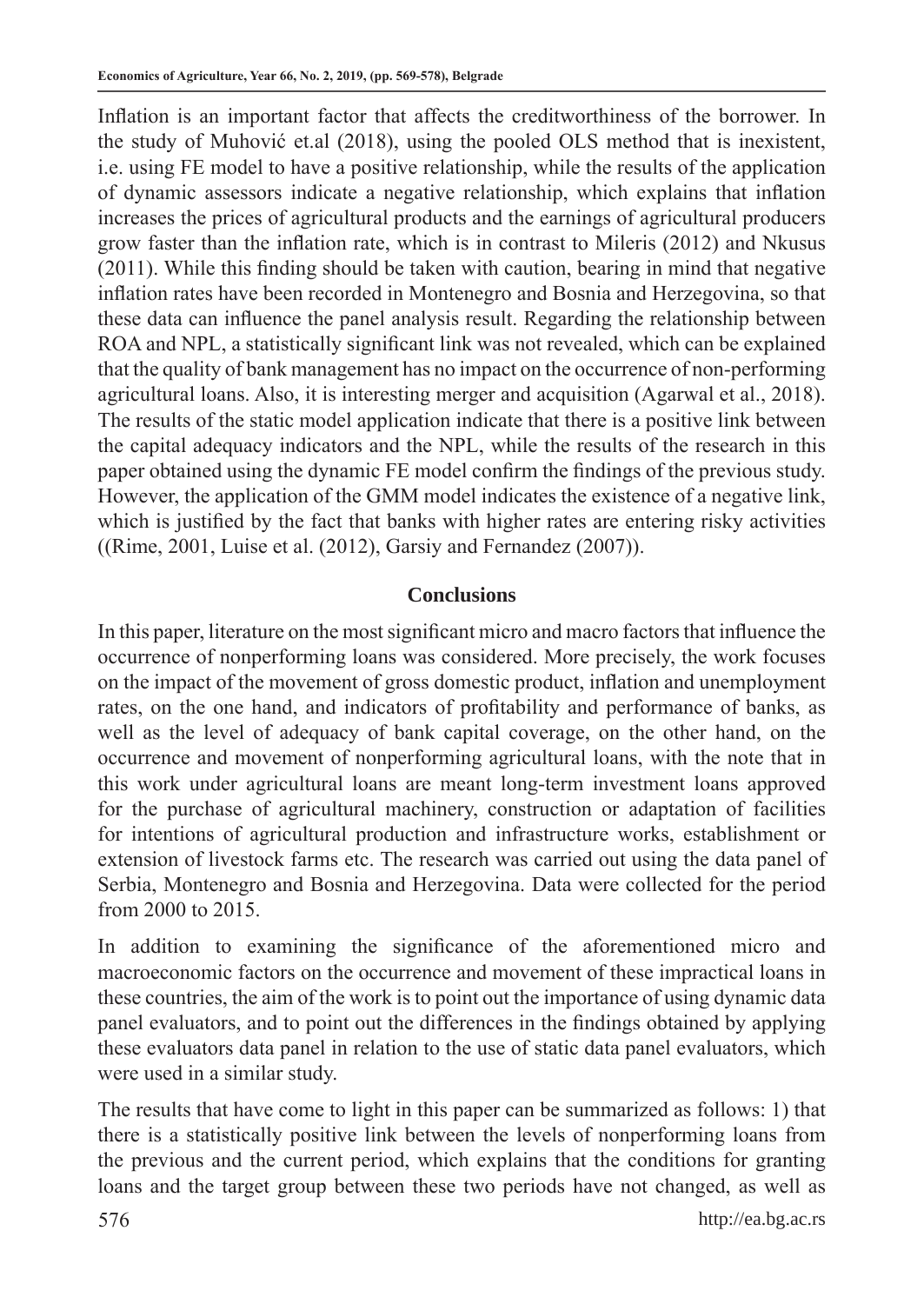Inflation is an important factor that affects the creditworthiness of the borrower. In the study of Muhović et.al (2018), using the pooled OLS method that is inexistent, i.e. using FE model to have a positive relationship, while the results of the application of dynamic assessors indicate a negative relationship, which explains that inflation increases the prices of agricultural products and the earnings of agricultural producers grow faster than the inflation rate, which is in contrast to Mileris (2012) and Nkusus (2011). While this finding should be taken with caution, bearing in mind that negative inflation rates have been recorded in Montenegro and Bosnia and Herzegovina, so that these data can influence the panel analysis result. Regarding the relationship between ROA and NPL, a statistically significant link was not revealed, which can be explained that the quality of bank management has no impact on the occurrence of non-performing agricultural loans. Also, it is interesting merger and acquisition (Agarwal et al., 2018). The results of the static model application indicate that there is a positive link between the capital adequacy indicators and the NPL, while the results of the research in this paper obtained using the dynamic FE model confirm the findings of the previous study. However, the application of the GMM model indicates the existence of a negative link, which is justified by the fact that banks with higher rates are entering risky activities ((Rime, 2001, Luise et al. (2012), Garsiy and Fernandez (2007)).

## Conclusions

In this paper, literature on the most significant micro and macro factors that influence the occurrence of nonperforming loans was considered. More precisely, the work focuses on the impact of the movement of gross domestic product, inflation and unemployment rates, on the one hand, and indicators of profitability and performance of banks, as well as the level of adequacy of bank capital coverage, on the other hand, on the occurrence and movement of nonperforming agricultural loans, with the note that in this work under agricultural loans are meant long-term investment loans approved for the purchase of agricultural machinery, construction or adaptation of facilities for intentions of agricultural production and infrastructure works, establishment or extension of livestock farms etc. The research was carried out using the data panel of Serbia, Montenegro and Bosnia and Herzegovina. Data were collected for the period from 2000 to 2015.

In addition to examining the significance of the aforementioned micro and macroeconomic factors on the occurrence and movement of these impractical loans in these countries, the aim of the work is to point out the importance of using dynamic data panel evaluators, and to point out the differences in the findings obtained by applying these evaluators data panel in relation to the use of static data panel evaluators, which were used in a similar study.

The results that have come to light in this paper can be summarized as follows: 1) that there is a statistically positive link between the levels of nonperforming loans from the previous and the current period, which explains that the conditions for granting loans and the target group between these two periods have not changed, as well as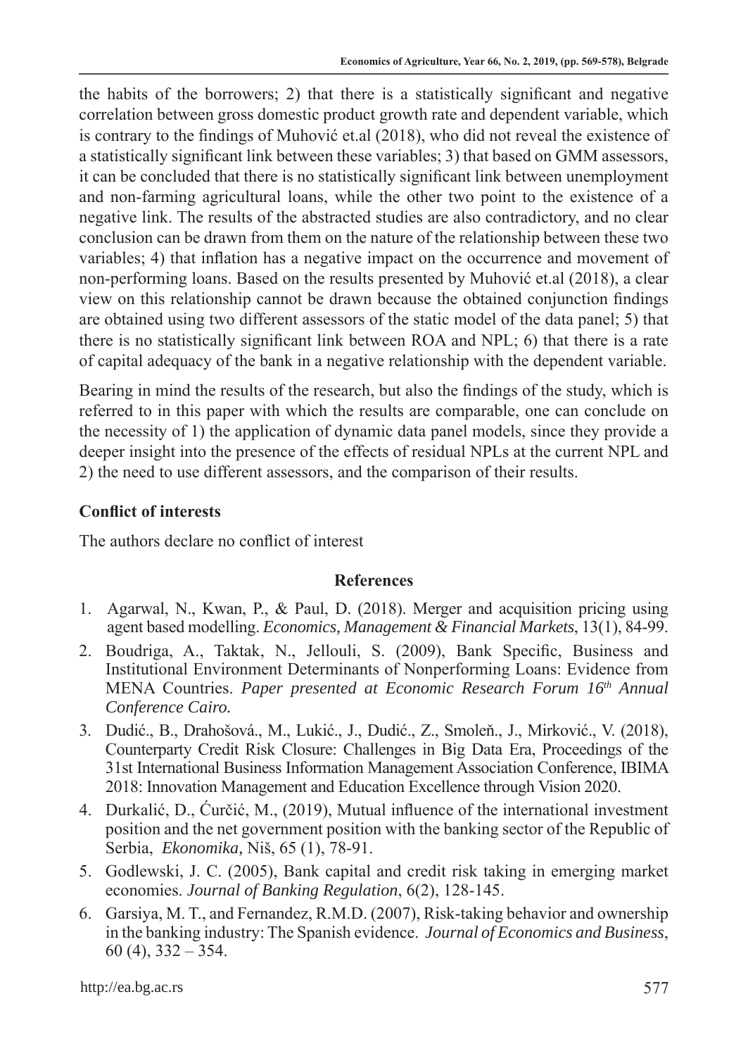the habits of the borrowers; 2) that there is a statistically significant and negative correlation between gross domestic product growth rate and dependent variable, which is contrary to the findings of Muhović et.al (2018), who did not reveal the existence of a statistically significant link between these variables; 3) that based on GMM assessors, it can be concluded that there is no statistically significant link between unemployment and non-farming agricultural loans, while the other two point to the existence of a negative link. The results of the abstracted studies are also contradictory, and no clear conclusion can be drawn from them on the nature of the relationship between these two variables; 4) that inflation has a negative impact on the occurrence and movement of non-performing loans. Based on the results presented by Muhović et.al (2018), a clear view on this relationship cannot be drawn because the obtained conjunction findings are obtained using two different assessors of the static model of the data panel; 5) that there is no statistically significant link between ROA and NPL; 6) that there is a rate of capital adequacy of the bank in a negative relationship with the dependent variable.

Bearing in mind the results of the research, but also the findings of the study, which is referred to in this paper with which the results are comparable, one can conclude on the necessity of 1) the application of dynamic data panel models, since they provide a deeper insight into the presence of the effects of residual NPLs at the current NPL and 2) the need to use different assessors, and the comparison of their results.

**Conflict of interests**

The authors declare no conflict of interest

## References

1. Agarwal, N., Kwan, P., & Paul, D. (2018). Merger and acquisition pricing using agent based modelling. *Economics, Management & Financial Markets*, 13(1), 84-99.
2. Boudriga, A., Taktak, N., Jellouli, S. (2009), Bank Specific, Business and Institutional Environment Determinants of Nonperforming Loans: Evidence from MENA Countries. *Paper presented at Economic Research Forum 16th Annual Conference Cairo.*
3. Dudić., B., Drahošová., M., Lukić., J., Dudić., Z., Smoleň., J., Mirković., V. (2018), Counterparty Credit Risk Closure: Challenges in Big Data Era, Proceedings of the 31st International Business Information Management Association Conference, IBIMA 2018: Innovation Management and Education Excellence through Vision 2020.
4. Durkalić, D., Ćurčić, M., (2019), Mutual influence of the international investment position and the net government position with the banking sector of the Republic of Serbia, *Ekonomika,* Niš, 65 (1), 78-91.
5. Godlewski, J. C. (2005), Bank capital and credit risk taking in emerging market economies. *Journal of Banking Regulation*, 6(2), 128-145.
6. Garsiya, M. T., and Fernandez, R.M.D. (2007), Risk-taking behavior and ownership in the banking industry: The Spanish evidence. *Journal of Economics and Business*, 60 (4), 332 – 354.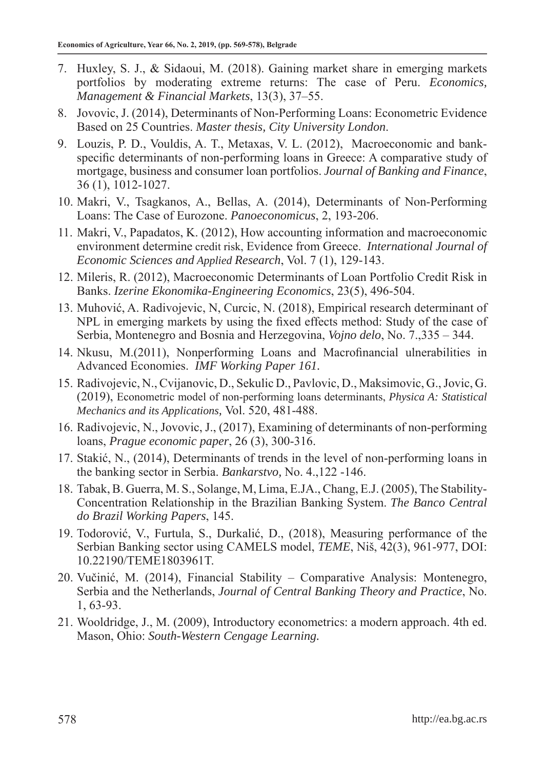7. Huxley, S. J., & Sidaoui, M. (2018). Gaining market share in emerging markets portfolios by moderating extreme returns: The case of Peru. *Economics, Management & Financial Markets*, 13(3), 37–55.
8. Jovovic, J. (2014), Determinants of Non-Performing Loans: Econometric Evidence Based on 25 Countries. *Master thesis, City University London*.
9. Louzis, P. D., Vouldis, A. T., Metaxas, V. L. (2012), Macroeconomic and bank-specific determinants of non-performing loans in Greece: A comparative study of mortgage, business and consumer loan portfolios. *Journal of Banking and Finance*, 36 (1), 1012-1027.
10. Makri, V., Tsagkanos, A., Bellas, A. (2014), Determinants of Non-Performing Loans: The Case of Eurozone. *Panoeconomicus*, 2, 193-206.
11. Makri, V., Papadatos, K. (2012), How accounting information and macroeconomic environment determine credit risk, Evidence from Greece. *International Journal of Economic Sciences and Applied Research*, Vol. 7 (1), 129-143.
12. Mileris, R. (2012), Macroeconomic Determinants of Loan Portfolio Credit Risk in Banks. *Izerine Ekonomika-Engineering Economics*, 23(5), 496-504.
13. Muhović, A. Radivojevic, N, Curcic, N. (2018), Empirical research determinant of NPL in emerging markets by using the fixed effects method: Study of the case of Serbia, Montenegro and Bosnia and Herzegovina, *Vojno delo*, No. 7.,335 – 344.
14. Nkusu, M.(2011), Nonperforming Loans and Macrofinancial ulnerabilities in Advanced Economies. *IMF Working Paper 161.*
15. Radivojevic, N., Cvijanovic, D., Sekulic D., Pavlovic, D., Maksimovic, G., Jovic, G. (2019), Econometric model of non-performing loans determinants, *Physica A: Statistical Mechanics and its Applications,* Vol. 520, 481-488.
16. Radivojevic, N., Jovovic, J., (2017), Examining of determinants of non-performing loans, *Prague economic paper*, 26 (3), 300-316.
17. Stakić, N., (2014), Determinants of trends in the level of non-performing loans in the banking sector in Serbia. *Bankarstvo,* No. 4.,122 -146.
18. Tabak, B. Guerra, M. S., Solange, M, Lima, E.JA., Chang, E.J. (2005), The Stability-Concentration Relationship in the Brazilian Banking System. *The Banco Central do Brazil Working Papers*, 145.
19. Todorović, V., Furtula, S., Durkalić, D., (2018), Measuring performance of the Serbian Banking sector using CAMELS model, *TEME*, Niš, 42(3), 961-977, DOI: 10.22190/TEME1803961T.
20. Vučinić, M. (2014), Financial Stability – Comparative Analysis: Montenegro, Serbia and the Netherlands, *Journal of Central Banking Theory and Practice*, No. 1, 63-93.
21. Wooldridge, J., M. (2009), Introductory econometrics: a modern approach. 4th ed. Mason, Ohio: *South-Western Cengage Learning.*